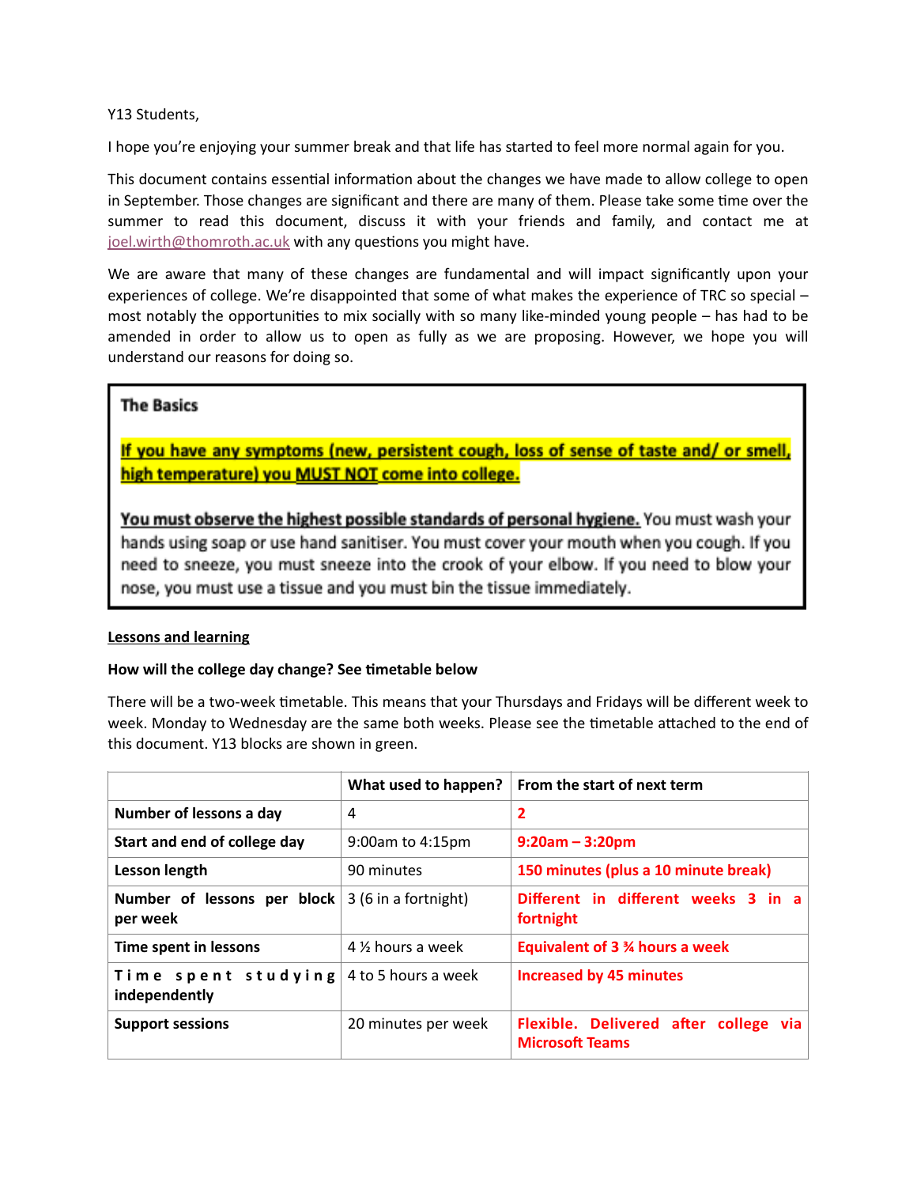Y13 Students,

I hope you're enjoying your summer break and that life has started to feel more normal again for you.

This document contains essential information about the changes we have made to allow college to open in September. Those changes are significant and there are many of them. Please take some time over the summer to read this document, discuss it with your friends and family, and contact me at joel.wirth@thomroth.ac.uk with any questions you might have.

We are aware that many of these changes are fundamental and will impact significantly upon your experiences of college. We're disappointed that some of what makes the experience of TRC so special – most notably the opportunities to mix socially with so many like-minded young people – has had to be amended in order to allow us to open as fully as we are proposing. However, we hope you will understand our reasons for doing so.

**The Basics**

**If you have any symptoms (new, persistent cough, loss of sense of taste and/ or smell, high temperature) you MUST NOT come into college.**

**You must observe the highest possible standards of personal hygiene.** You must wash your hands using soap or use hand sanitiser. You must cover your mouth when you cough. If you need to sneeze, you must sneeze into the crook of your elbow. If you need to blow your nose, you must use a tissue and you must bin the tissue immediately.

**Lessons and learning**

**How will the college day change? See timetable below**

There will be a two-week timetable. This means that your Thursdays and Fridays will be different week to week. Monday to Wednesday are the same both weeks. Please see the timetable attached to the end of this document. Y13 blocks are shown in green.

| | What used to happen? | From the start of next term |
|---|---|---|
| **Number of lessons a day** | 4 | **2** |
| **Start and end of college day** | 9:00am to 4:15pm | **9:20am – 3:20pm** |
| **Lesson length** | 90 minutes | **150 minutes (plus a 10 minute break)** |
| **Number of lessons per block per week** | 3 (6 in a fortnight) | **Different in different weeks 3 in a fortnight** |
| **Time spent in lessons** | 4 ½ hours a week | **Equivalent of 3 ¾ hours a week** |
| **Time spent studying independently** | 4 to 5 hours a week | **Increased by 45 minutes** |
| **Support sessions** | 20 minutes per week | **Flexible. Delivered after college via Microsoft Teams** |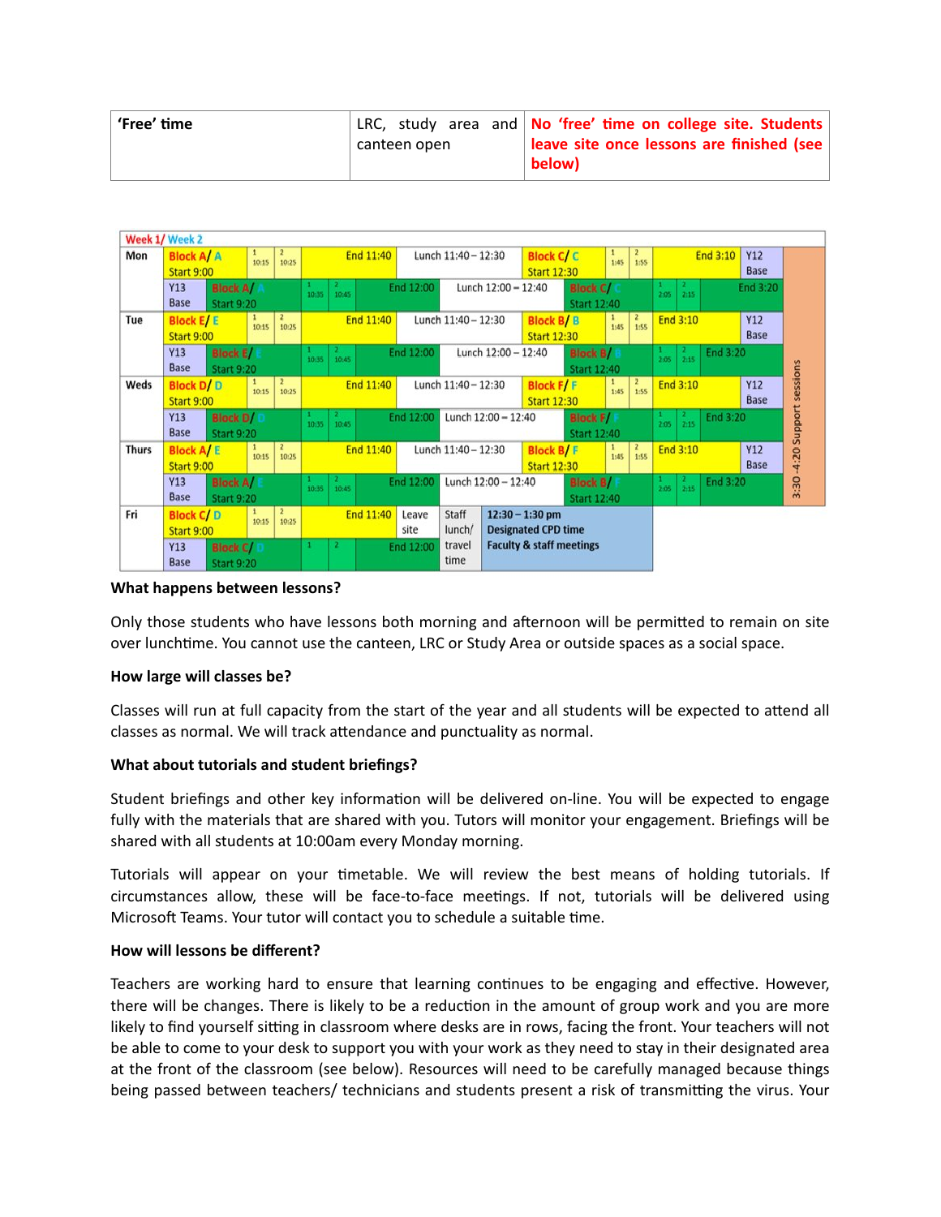| 'Free' time | LRC, study area and canteen open | No 'free' time on college site. Students leave site once lessons are finished (see below) |
|---|---|---|

| Week 1/ Week 2 | | | | | | | | | | | | |
|---|---|---|---|---|---|---|---|---|---|---|---|---|
| Mon | Block A/ A Start 9:00 | 1 10:15 | 2 10:25 | End 11:40 | Lunch 11:40 – 12:30 | Block C/ C Start 12:30 | 1 1:45 | 2 1:55 | End 3:10 | Y12 Base | | 3:30 -4:20 Support sessions |
| | Y13 Base | Block A/ A Start 9:20 | 1 10:35 | 2 10:45 | End 12:00 | Lunch 12:00 – 12:40 | Block C/ C Start 12:40 | 1 2:05 | 2 2:15 | End 3:20 | | |
| Tue | Block E/ E Start 9:00 | 1 10:15 | 2 10:25 | End 11:40 | Lunch 11:40 – 12:30 | Block B/ B Start 12:30 | 1 1:45 | 2 1:55 | End 3:10 | Y12 Base | | |
| | Y13 Base | Block E/ E Start 9:20 | 1 10:35 | 2 10:45 | End 12:00 | Lunch 12:00 – 12:40 | Block B/ B Start 12:40 | 1 2:05 | 2 2:15 | End 3:20 | | |
| Weds | Block D/ D Start 9:00 | 1 10:15 | 2 10:25 | End 11:40 | Lunch 11:40 – 12:30 | Block F/ F Start 12:30 | 1 1:45 | 2 1:55 | End 3:10 | Y12 Base | | |
| | Y13 Base | Block D/ D Start 9:20 | 1 10:35 | 2 10:45 | End 12:00 | Lunch 12:00 – 12:40 | Block F/ F Start 12:40 | 1 2:05 | 2 2:15 | End 3:20 | | |
| Thurs | Block A/ E Start 9:00 | 1 10:15 | 2 10:25 | End 11:40 | Lunch 11:40 – 12:30 | Block B/ F Start 12:30 | 1 1:45 | 2 1:55 | End 3:10 | Y12 Base | | |
| | Y13 Base | Block A/ E Start 9:20 | 1 10:35 | 2 10:45 | End 12:00 | Lunch 12:00 – 12:40 | Block B/ F Start 12:40 | 1 2:05 | 2 2:15 | End 3:20 | | |
| Fri | Block C/ D Start 9:00 | 1 10:15 | 2 10:25 | End 11:40 | Leave site | Staff lunch/ travel time | 12:30 – 1:30 pm Designated CPD time Faculty & staff meetings | | | | | |
| | Y13 Base | Block C/ D Start 9:20 | 1 | 2 | End 12:00 | | | | | | | |

**What happens between lessons?**

Only those students who have lessons both morning and afternoon will be permitted to remain on site over lunchtime. You cannot use the canteen, LRC or Study Area or outside spaces as a social space.

**How large will classes be?**

Classes will run at full capacity from the start of the year and all students will be expected to attend all classes as normal. We will track attendance and punctuality as normal.

**What about tutorials and student briefings?**

Student briefings and other key information will be delivered on-line. You will be expected to engage fully with the materials that are shared with you. Tutors will monitor your engagement. Briefings will be shared with all students at 10:00am every Monday morning.

Tutorials will appear on your timetable. We will review the best means of holding tutorials. If circumstances allow, these will be face-to-face meetings. If not, tutorials will be delivered using Microsoft Teams. Your tutor will contact you to schedule a suitable time.

**How will lessons be different?**

Teachers are working hard to ensure that learning continues to be engaging and effective. However, there will be changes. There is likely to be a reduction in the amount of group work and you are more likely to find yourself sitting in classroom where desks are in rows, facing the front. Your teachers will not be able to come to your desk to support you with your work as they need to stay in their designated area at the front of the classroom (see below). Resources will need to be carefully managed because things being passed between teachers/ technicians and students present a risk of transmitting the virus. Your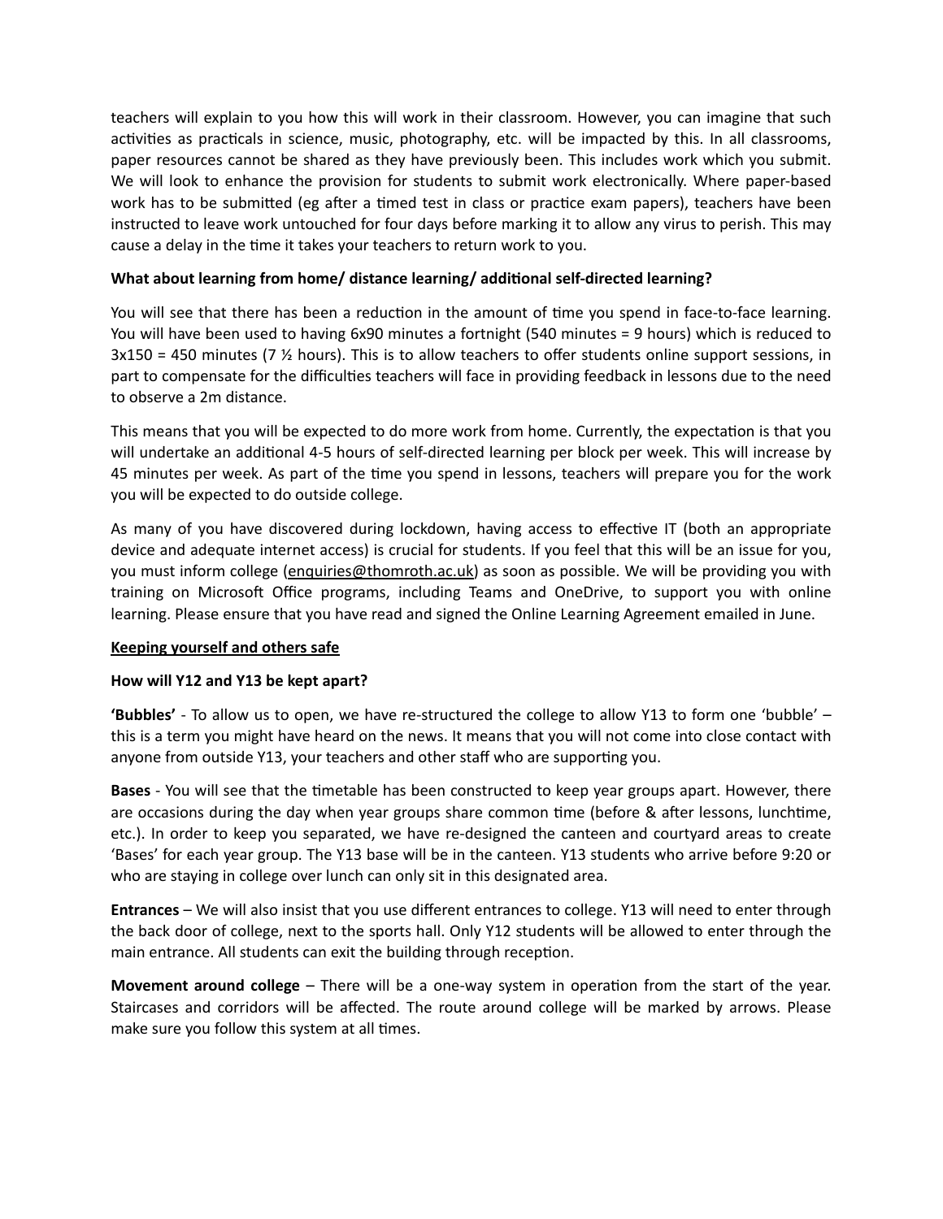teachers will explain to you how this will work in their classroom. However, you can imagine that such activities as practicals in science, music, photography, etc. will be impacted by this. In all classrooms, paper resources cannot be shared as they have previously been. This includes work which you submit. We will look to enhance the provision for students to submit work electronically. Where paper-based work has to be submitted (eg after a timed test in class or practice exam papers), teachers have been instructed to leave work untouched for four days before marking it to allow any virus to perish. This may cause a delay in the time it takes your teachers to return work to you.

**What about learning from home/ distance learning/ additional self-directed learning?**

You will see that there has been a reduction in the amount of time you spend in face-to-face learning. You will have been used to having 6x90 minutes a fortnight (540 minutes = 9 hours) which is reduced to 3x150 = 450 minutes (7 ½ hours). This is to allow teachers to offer students online support sessions, in part to compensate for the difficulties teachers will face in providing feedback in lessons due to the need to observe a 2m distance.

This means that you will be expected to do more work from home. Currently, the expectation is that you will undertake an additional 4-5 hours of self-directed learning per block per week. This will increase by 45 minutes per week. As part of the time you spend in lessons, teachers will prepare you for the work you will be expected to do outside college.

As many of you have discovered during lockdown, having access to effective IT (both an appropriate device and adequate internet access) is crucial for students. If you feel that this will be an issue for you, you must inform college (enquiries@thomroth.ac.uk) as soon as possible. We will be providing you with training on Microsoft Office programs, including Teams and OneDrive, to support you with online learning. Please ensure that you have read and signed the Online Learning Agreement emailed in June.

**<u>Keeping yourself and others safe</u>**

**How will Y12 and Y13 be kept apart?**

**'Bubbles'** - To allow us to open, we have re-structured the college to allow Y13 to form one 'bubble' – this is a term you might have heard on the news. It means that you will not come into close contact with anyone from outside Y13, your teachers and other staff who are supporting you.

**Bases** - You will see that the timetable has been constructed to keep year groups apart. However, there are occasions during the day when year groups share common time (before & after lessons, lunchtime, etc.). In order to keep you separated, we have re-designed the canteen and courtyard areas to create 'Bases' for each year group. The Y13 base will be in the canteen. Y13 students who arrive before 9:20 or who are staying in college over lunch can only sit in this designated area.

**Entrances** – We will also insist that you use different entrances to college. Y13 will need to enter through the back door of college, next to the sports hall. Only Y12 students will be allowed to enter through the main entrance. All students can exit the building through reception.

**Movement around college** – There will be a one-way system in operation from the start of the year. Staircases and corridors will be affected. The route around college will be marked by arrows. Please make sure you follow this system at all times.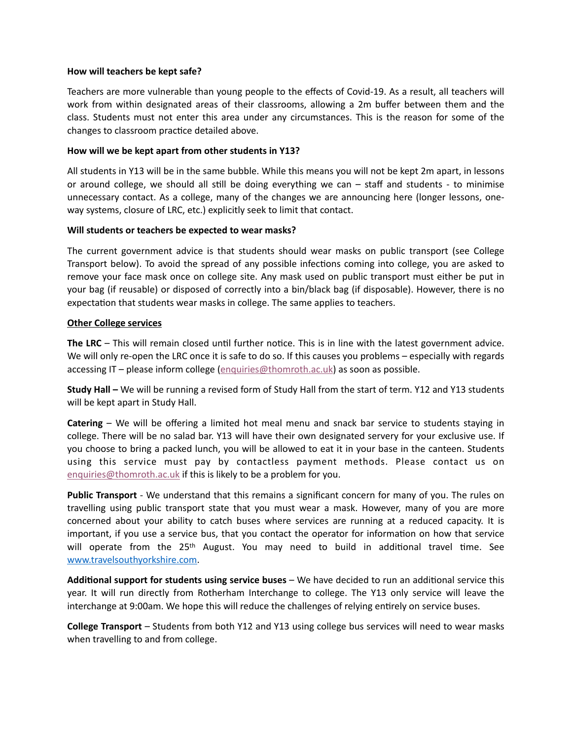**How will teachers be kept safe?**

Teachers are more vulnerable than young people to the effects of Covid-19. As a result, all teachers will work from within designated areas of their classrooms, allowing a 2m buffer between them and the class. Students must not enter this area under any circumstances. This is the reason for some of the changes to classroom practice detailed above.

**How will we be kept apart from other students in Y13?**

All students in Y13 will be in the same bubble. While this means you will not be kept 2m apart, in lessons or around college, we should all still be doing everything we can – staff and students - to minimise unnecessary contact. As a college, many of the changes we are announcing here (longer lessons, one-way systems, closure of LRC, etc.) explicitly seek to limit that contact.

**Will students or teachers be expected to wear masks?**

The current government advice is that students should wear masks on public transport (see College Transport below). To avoid the spread of any possible infections coming into college, you are asked to remove your face mask once on college site. Any mask used on public transport must either be put in your bag (if reusable) or disposed of correctly into a bin/black bag (if disposable). However, there is no expectation that students wear masks in college. The same applies to teachers.

**Other College services**

**The LRC** – This will remain closed until further notice. This is in line with the latest government advice. We will only re-open the LRC once it is safe to do so. If this causes you problems – especially with regards accessing IT – please inform college (enquiries@thomroth.ac.uk) as soon as possible.

**Study Hall –** We will be running a revised form of Study Hall from the start of term. Y12 and Y13 students will be kept apart in Study Hall.

**Catering** – We will be offering a limited hot meal menu and snack bar service to students staying in college. There will be no salad bar. Y13 will have their own designated servery for your exclusive use. If you choose to bring a packed lunch, you will be allowed to eat it in your base in the canteen. Students using this service must pay by contactless payment methods. Please contact us on enquiries@thomroth.ac.uk if this is likely to be a problem for you.

**Public Transport** - We understand that this remains a significant concern for many of you. The rules on travelling using public transport state that you must wear a mask. However, many of you are more concerned about your ability to catch buses where services are running at a reduced capacity. It is important, if you use a service bus, that you contact the operator for information on how that service will operate from the 25th August. You may need to build in additional travel time. See www.travelsouthyorkshire.com.

**Additional support for students using service buses** – We have decided to run an additional service this year. It will run directly from Rotherham Interchange to college. The Y13 only service will leave the interchange at 9:00am. We hope this will reduce the challenges of relying entirely on service buses.

**College Transport** – Students from both Y12 and Y13 using college bus services will need to wear masks when travelling to and from college.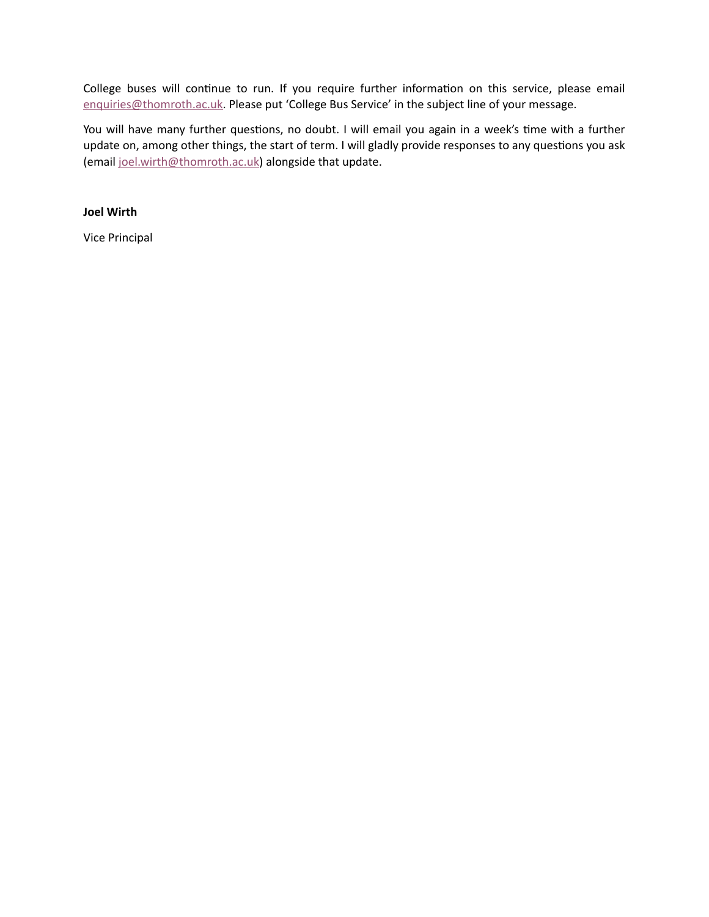College buses will continue to run. If you require further information on this service, please email enquiries@thomroth.ac.uk. Please put 'College Bus Service' in the subject line of your message.

You will have many further questions, no doubt. I will email you again in a week's time with a further update on, among other things, the start of term. I will gladly provide responses to any questions you ask (email joel.wirth@thomroth.ac.uk) alongside that update.

**Joel Wirth**

Vice Principal